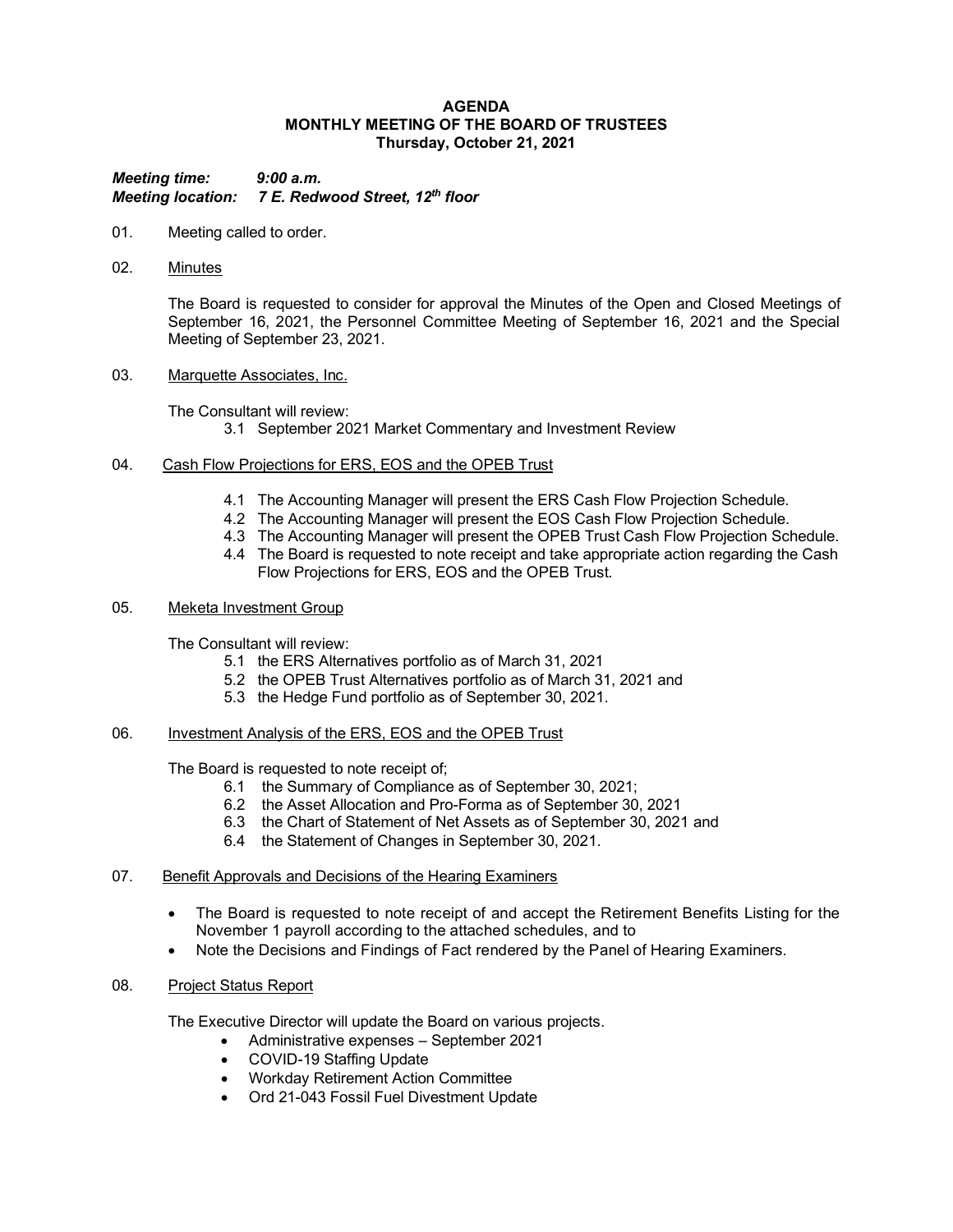**AGENDA**
**MONTHLY MEETING OF THE BOARD OF TRUSTEES**
**Thursday, October 21, 2021**

***Meeting time:*** ***9:00 a.m.***
***Meeting location:*** ***7 E. Redwood Street, 12th floor***

01. Meeting called to order.

02. Minutes

    The Board is requested to consider for approval the Minutes of the Open and Closed Meetings of September 16, 2021, the Personnel Committee Meeting of September 16, 2021 and the Special Meeting of September 23, 2021.

03. Marquette Associates, Inc.

    The Consultant will review:

    3.1 September 2021 Market Commentary and Investment Review

04. Cash Flow Projections for ERS, EOS and the OPEB Trust

    4.1 The Accounting Manager will present the ERS Cash Flow Projection Schedule.
    4.2 The Accounting Manager will present the EOS Cash Flow Projection Schedule.
    4.3 The Accounting Manager will present the OPEB Trust Cash Flow Projection Schedule.
    4.4 The Board is requested to note receipt and take appropriate action regarding the Cash Flow Projections for ERS, EOS and the OPEB Trust.

05. Meketa Investment Group

    The Consultant will review:

    5.1 the ERS Alternatives portfolio as of March 31, 2021
    5.2 the OPEB Trust Alternatives portfolio as of March 31, 2021 and
    5.3 the Hedge Fund portfolio as of September 30, 2021.

06. Investment Analysis of the ERS, EOS and the OPEB Trust

    The Board is requested to note receipt of;

    6.1 the Summary of Compliance as of September 30, 2021;
    6.2 the Asset Allocation and Pro-Forma as of September 30, 2021
    6.3 the Chart of Statement of Net Assets as of September 30, 2021 and
    6.4 the Statement of Changes in September 30, 2021.

07. Benefit Approvals and Decisions of the Hearing Examiners

    - The Board is requested to note receipt of and accept the Retirement Benefits Listing for the November 1 payroll according to the attached schedules, and to
    - Note the Decisions and Findings of Fact rendered by the Panel of Hearing Examiners.

08. Project Status Report

    The Executive Director will update the Board on various projects.

    - Administrative expenses – September 2021
    - COVID-19 Staffing Update
    - Workday Retirement Action Committee
    - Ord 21-043 Fossil Fuel Divestment Update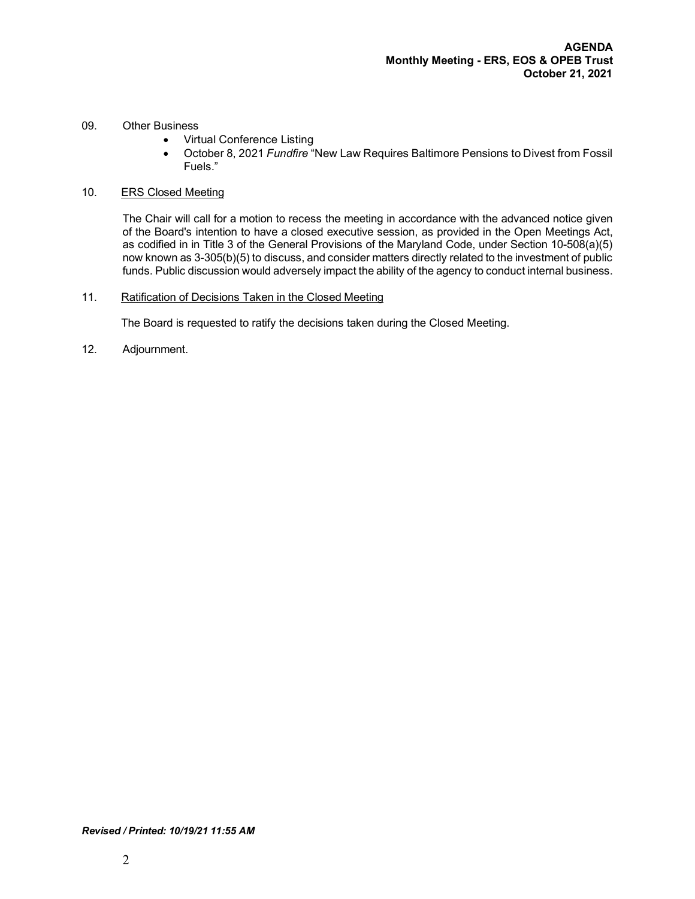09. Other Business

- Virtual Conference Listing
- October 8, 2021 *Fundfire* "New Law Requires Baltimore Pensions to Divest from Fossil Fuels."

10. <u>ERS Closed Meeting</u>

The Chair will call for a motion to recess the meeting in accordance with the advanced notice given of the Board's intention to have a closed executive session, as provided in the Open Meetings Act, as codified in in Title 3 of the General Provisions of the Maryland Code, under Section 10-508(a)(5) now known as 3-305(b)(5) to discuss, and consider matters directly related to the investment of public funds. Public discussion would adversely impact the ability of the agency to conduct internal business.

11. <u>Ratification of Decisions Taken in the Closed Meeting</u>

The Board is requested to ratify the decisions taken during the Closed Meeting.

12. Adjournment.

***Revised / Printed: 10/19/21 11:55 AM***